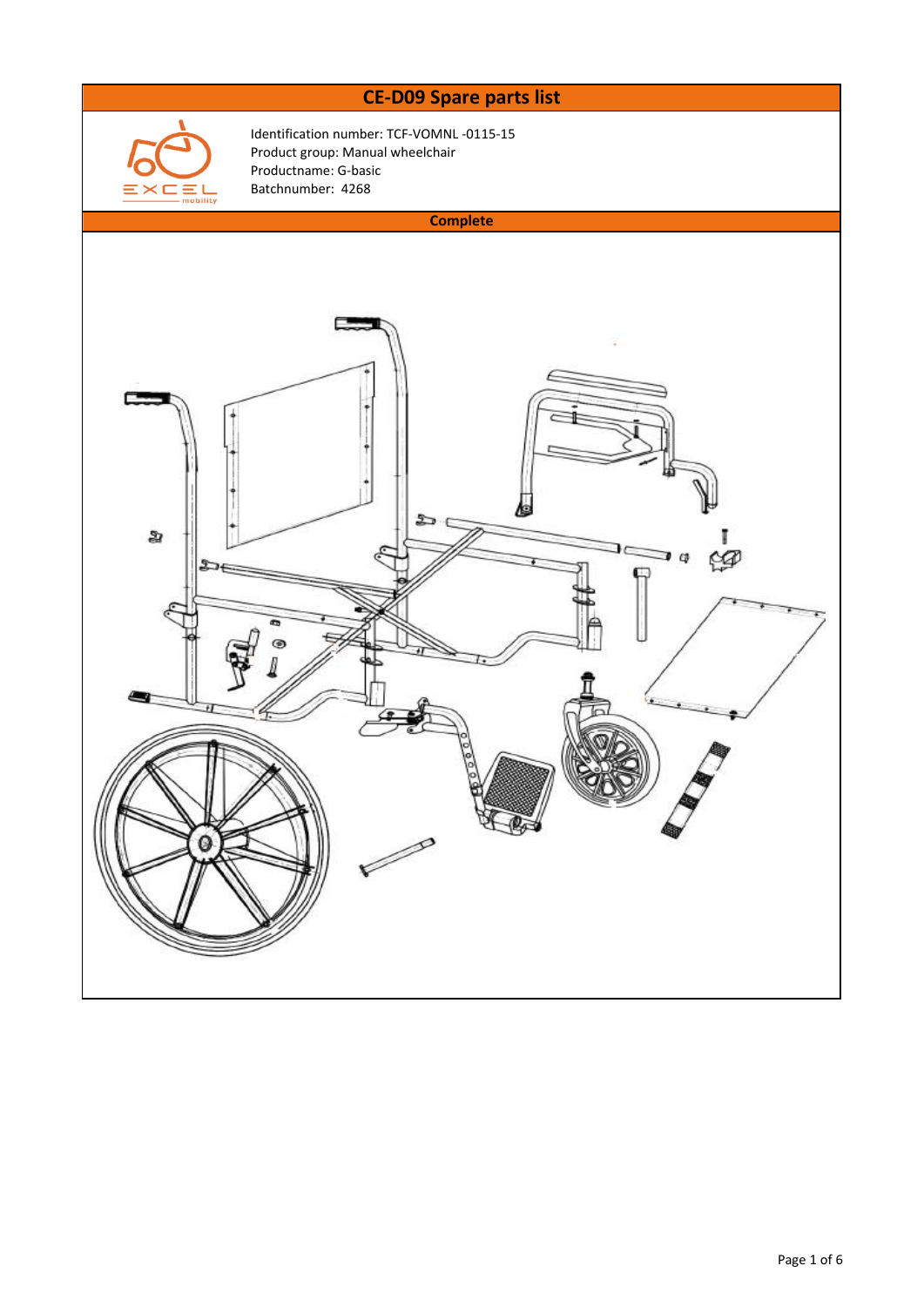# CE-D09 Spare parts list

Identification number: TCF-VOMNL -0115-15
Product group: Manual wheelchair
Productname: G-basic
Batchnumber: 4268

## Complete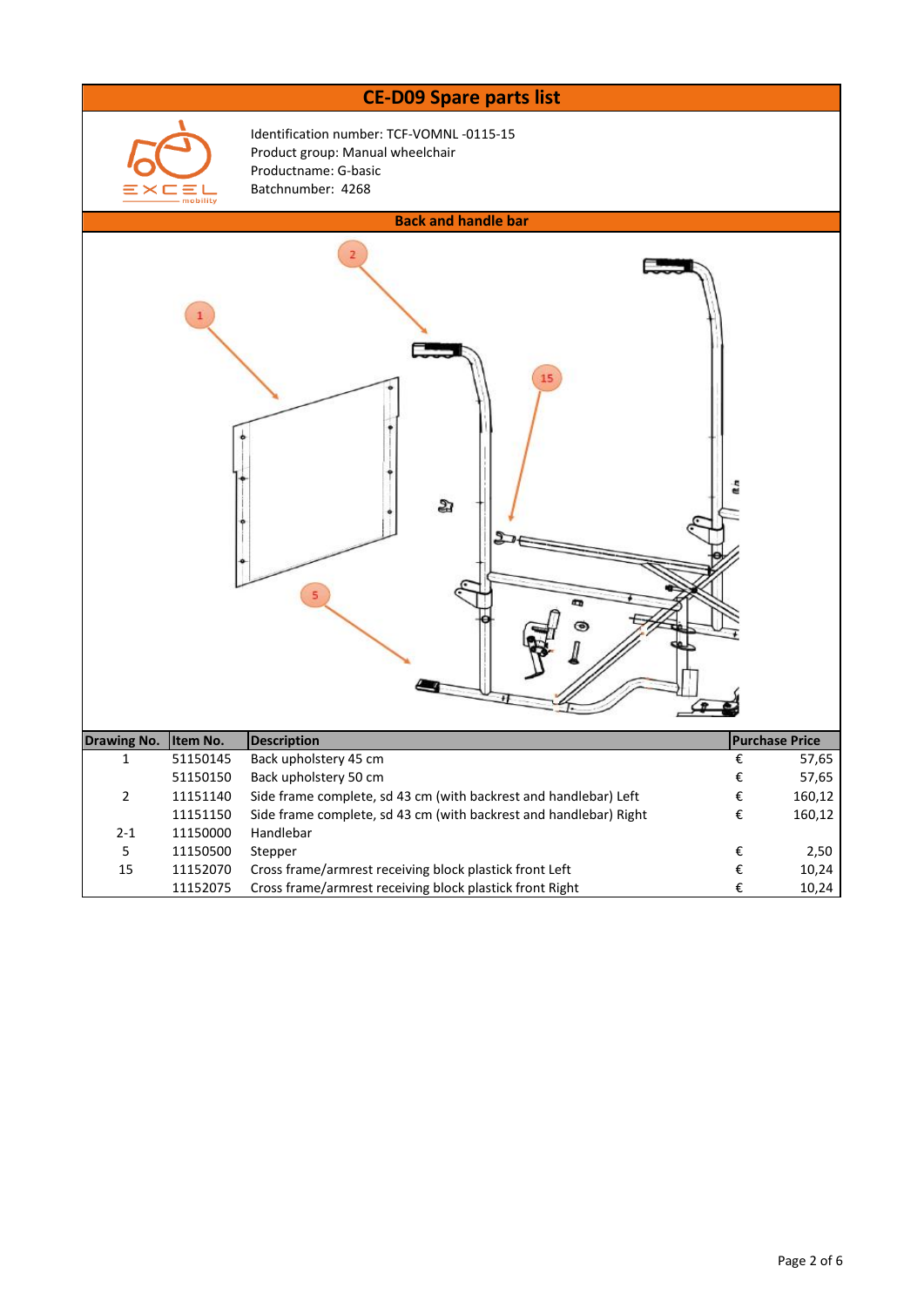# CE-D09 Spare parts list

Identification number: TCF-VOMNL -0115-15
Product group: Manual wheelchair
Productname: G-basic
Batchnumber: 4268

## Back and handle bar

| Drawing No. | Item No. | Description | Purchase Price |
|---|---|---|---|
| 1 | 51150145 | Back upholstery 45 cm | € 57,65 |
| | 51150150 | Back upholstery 50 cm | € 57,65 |
| 2 | 11151140 | Side frame complete, sd 43 cm (with backrest and handlebar) Left | € 160,12 |
| | 11151150 | Side frame complete, sd 43 cm (with backrest and handlebar) Right | € 160,12 |
| 2-1 | 11150000 | Handlebar | |
| 5 | 11150500 | Stepper | € 2,50 |
| 15 | 11152070 | Cross frame/armrest receiving block plastick front Left | € 10,24 |
| | 11152075 | Cross frame/armrest receiving block plastick front Right | € 10,24 |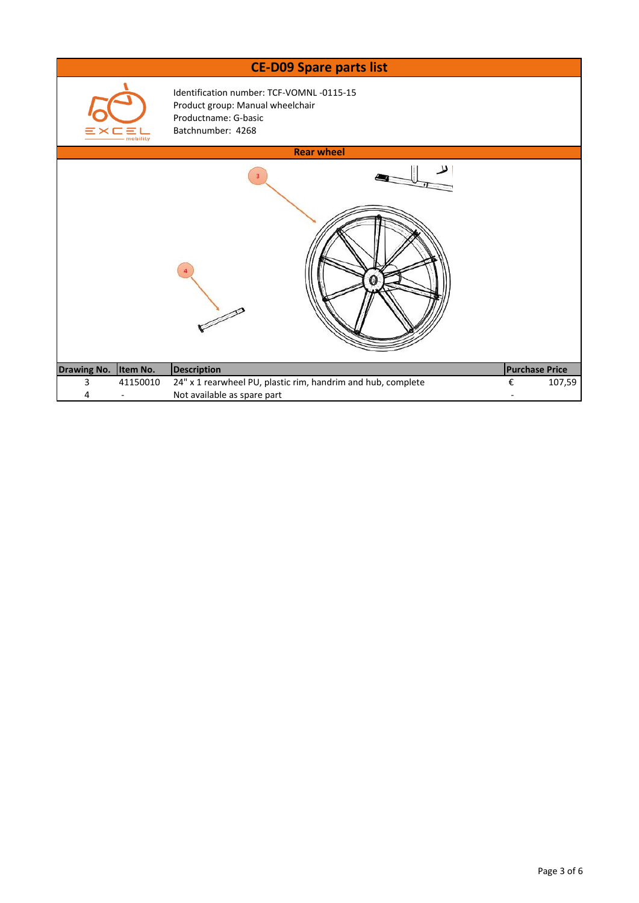# CE-D09 Spare parts list

Identification number: TCF-VOMNL -0115-15
Product group: Manual wheelchair
Productname: G-basic
Batchnumber: 4268

## Rear wheel

| Drawing No. | Item No. | Description | Purchase Price |
|---|---|---|---|
| 3 | 41150010 | 24" x 1 rearwheel PU, plastic rim, handrim and hub, complete | € 107,59 |
| 4 | - | Not available as spare part | - |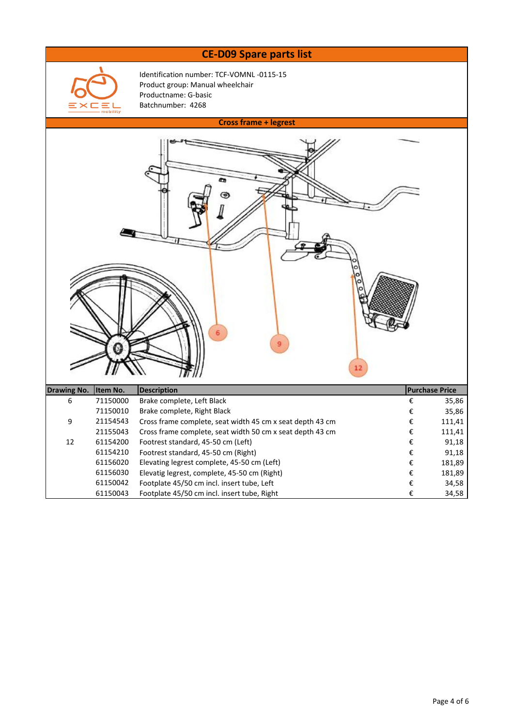# CE-D09 Spare parts list

Identification number: TCF-VOMNL -0115-15
Product group: Manual wheelchair
Productname: G-basic
Batchnumber: 4268

## Cross frame + legrest

| Drawing No. | Item No. | Description | Purchase Price |
|---|---|---|---|
| 6 | 71150000 | Brake complete, Left Black | € 35,86 |
| | 71150010 | Brake complete, Right Black | € 35,86 |
| 9 | 21154543 | Cross frame complete, seat width 45 cm x seat depth 43 cm | € 111,41 |
| | 21155043 | Cross frame complete, seat width 50 cm x seat depth 43 cm | € 111,41 |
| 12 | 61154200 | Footrest standard, 45-50 cm (Left) | € 91,18 |
| | 61154210 | Footrest standard, 45-50 cm (Right) | € 91,18 |
| | 61156020 | Elevating legrest complete, 45-50 cm (Left) | € 181,89 |
| | 61156030 | Elevatig legrest, complete, 45-50 cm (Right) | € 181,89 |
| | 61150042 | Footplate 45/50 cm incl. insert tube, Left | € 34,58 |
| | 61150043 | Footplate 45/50 cm incl. insert tube, Right | € 34,58 |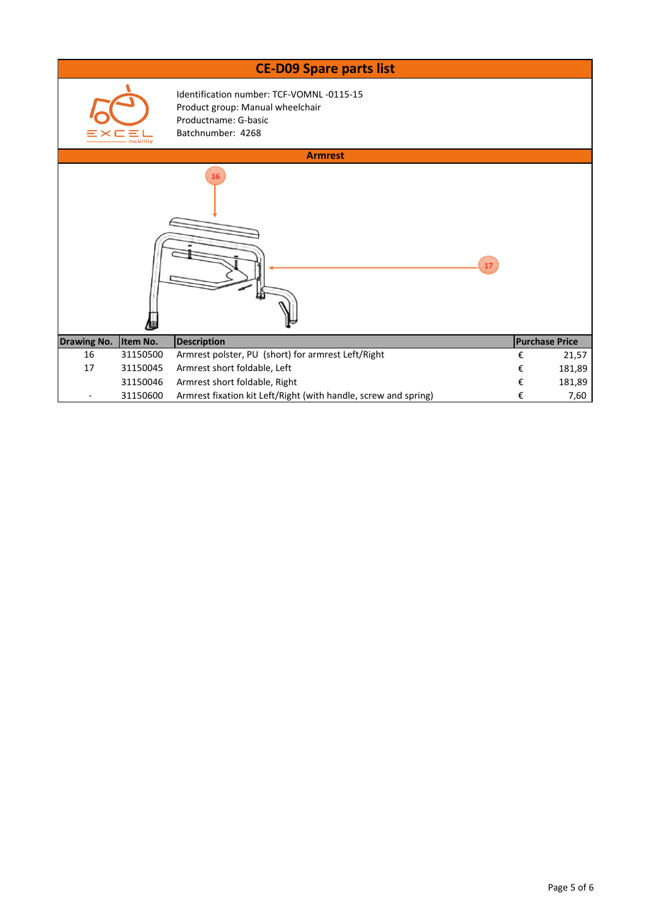# CE-D09 Spare parts list

Identification number: TCF-VOMNL -0115-15
Product group: Manual wheelchair
Productname: G-basic
Batchnumber: 4268

## Armrest

| Drawing No. | Item No. | Description | Purchase Price |
|---|---|---|---|
| 16 | 31150500 | Armrest polster, PU (short) for armrest Left/Right | € 21,57 |
| 17 | 31150045 | Armrest short foldable, Left | € 181,89 |
| | 31150046 | Armrest short foldable, Right | € 181,89 |
| - | 31150600 | Armrest fixation kit Left/Right (with handle, screw and spring) | € 7,60 |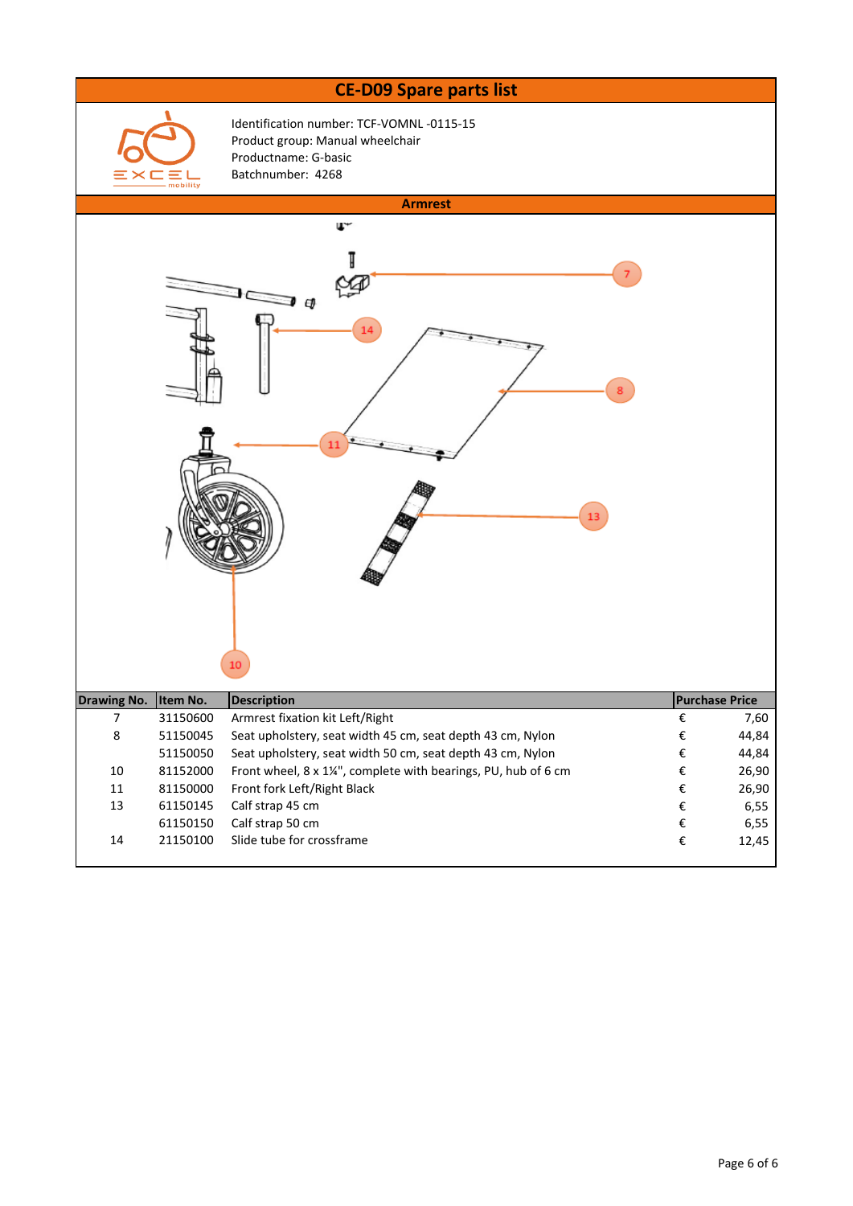# CE-D09 Spare parts list

Identification number: TCF-VOMNL -0115-15
Product group: Manual wheelchair
Productname: G-basic
Batchnumber: 4268

## Armrest

7

14

8

11

13

10

| Drawing No. | Item No. | Description | | Purchase Price |
|---|---|---|---|---|
| 7 | 31150600 | Armrest fixation kit Left/Right | € | 7,60 |
| 8 | 51150045 | Seat upholstery, seat width 45 cm, seat depth 43 cm, Nylon | € | 44,84 |
| | 51150050 | Seat upholstery, seat width 50 cm, seat depth 43 cm, Nylon | € | 44,84 |
| 10 | 81152000 | Front wheel, 8 x 1¼", complete with bearings, PU, hub of 6 cm | € | 26,90 |
| 11 | 81150000 | Front fork Left/Right Black | € | 26,90 |
| 13 | 61150145 | Calf strap 45 cm | € | 6,55 |
| | 61150150 | Calf strap 50 cm | € | 6,55 |
| 14 | 21150100 | Slide tube for crossframe | € | 12,45 |